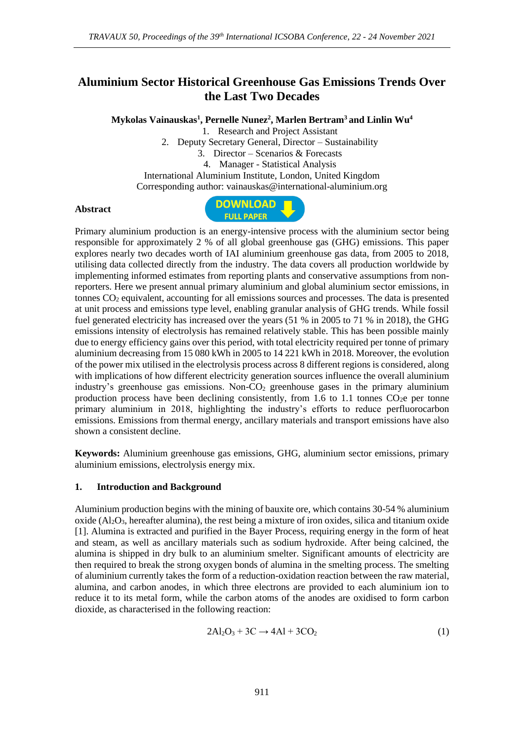# Aluminium Sector Historical Greenhouse Gas Emissions Trends Over the Last Two Decades

**Mykolas Vainauskas[1], Pernelle Nunez[2], Marlen Bertram[3] and Linlin Wu[4]**

1. Research and Project Assistant
2. Deputy Secretary General, Director – Sustainability
3. Director – Scenarios & Forecasts
4. Manager - Statistical Analysis

International Aluminium Institute, London, United Kingdom
Corresponding author: vainauskas@international-aluminium.org

## Abstract

Primary aluminium production is an energy-intensive process with the aluminium sector being responsible for approximately 2 % of all global greenhouse gas (GHG) emissions. This paper explores nearly two decades worth of IAI aluminium greenhouse gas data, from 2005 to 2018, utilising data collected directly from the industry. The data covers all production worldwide by implementing informed estimates from reporting plants and conservative assumptions from non-reporters. Here we present annual primary aluminium and global aluminium sector emissions, in tonnes $CO_2$ equivalent, accounting for all emissions sources and processes. The data is presented at unit process and emissions type level, enabling granular analysis of GHG trends. While fossil fuel generated electricity has increased over the years (51 % in 2005 to 71 % in 2018), the GHG emissions intensity of electrolysis has remained relatively stable. This has been possible mainly due to energy efficiency gains over this period, with total electricity required per tonne of primary aluminium decreasing from 15 080 kWh in 2005 to 14 221 kWh in 2018. Moreover, the evolution of the power mix utilised in the electrolysis process across 8 different regions is considered, along with implications of how different electricity generation sources influence the overall aluminium industry's greenhouse gas emissions. Non-$CO_2$ greenhouse gases in the primary aluminium production process have been declining consistently, from 1.6 to 1.1 tonnes $CO_2$e per tonne primary aluminium in 2018, highlighting the industry's efforts to reduce perfluorocarbon emissions. Emissions from thermal energy, ancillary materials and transport emissions have also shown a consistent decline.

**Keywords:** Aluminium greenhouse gas emissions, GHG, aluminium sector emissions, primary aluminium emissions, electrolysis energy mix.

## 1. Introduction and Background

Aluminium production begins with the mining of bauxite ore, which contains 30-54 % aluminium oxide ($Al_2O_3$, hereafter alumina), the rest being a mixture of iron oxides, silica and titanium oxide [1]. Alumina is extracted and purified in the Bayer Process, requiring energy in the form of heat and steam, as well as ancillary materials such as sodium hydroxide. After being calcined, the alumina is shipped in dry bulk to an aluminium smelter. Significant amounts of electricity are then required to break the strong oxygen bonds of alumina in the smelting process. The smelting of aluminium currently takes the form of a reduction-oxidation reaction between the raw material, alumina, and carbon anodes, in which three electrons are provided to each aluminium ion to reduce it to its metal form, while the carbon atoms of the anodes are oxidised to form carbon dioxide, as characterised in the following reaction:

$$2Al_2O_3 + 3C \rightarrow 4Al + 3CO_2 \tag{1}$$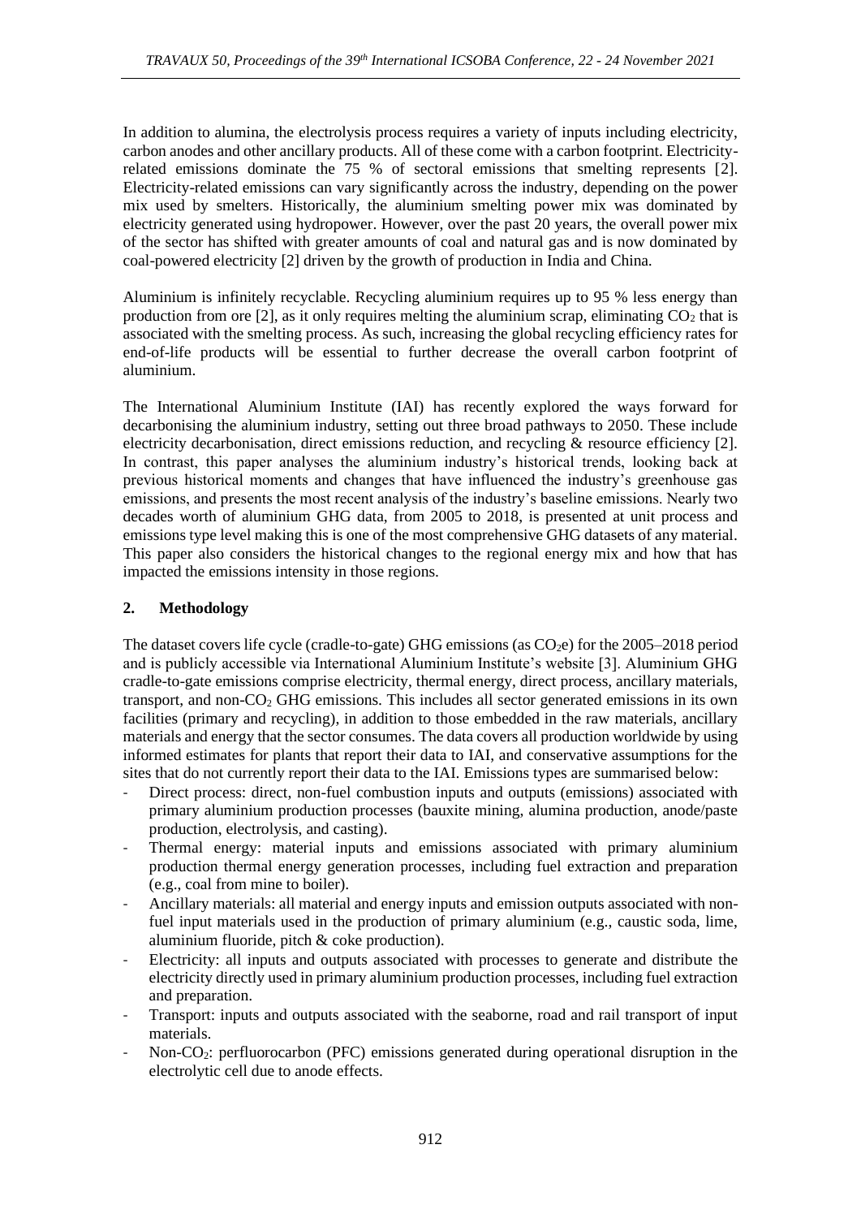In addition to alumina, the electrolysis process requires a variety of inputs including electricity, carbon anodes and other ancillary products. All of these come with a carbon footprint. Electricity-related emissions dominate the 75 % of sectoral emissions that smelting represents [2]. Electricity-related emissions can vary significantly across the industry, depending on the power mix used by smelters. Historically, the aluminium smelting power mix was dominated by electricity generated using hydropower. However, over the past 20 years, the overall power mix of the sector has shifted with greater amounts of coal and natural gas and is now dominated by coal-powered electricity [2] driven by the growth of production in India and China.

Aluminium is infinitely recyclable. Recycling aluminium requires up to 95 % less energy than production from ore [2], as it only requires melting the aluminium scrap, eliminating $CO_2$ that is associated with the smelting process. As such, increasing the global recycling efficiency rates for end-of-life products will be essential to further decrease the overall carbon footprint of aluminium.

The International Aluminium Institute (IAI) has recently explored the ways forward for decarbonising the aluminium industry, setting out three broad pathways to 2050. These include electricity decarbonisation, direct emissions reduction, and recycling & resource efficiency [2]. In contrast, this paper analyses the aluminium industry's historical trends, looking back at previous historical moments and changes that have influenced the industry's greenhouse gas emissions, and presents the most recent analysis of the industry's baseline emissions. Nearly two decades worth of aluminium GHG data, from 2005 to 2018, is presented at unit process and emissions type level making this is one of the most comprehensive GHG datasets of any material. This paper also considers the historical changes to the regional energy mix and how that has impacted the emissions intensity in those regions.

## 2. Methodology

The dataset covers life cycle (cradle-to-gate) GHG emissions (as $CO_2e$) for the 2005–2018 period and is publicly accessible via International Aluminium Institute's website [3]. Aluminium GHG cradle-to-gate emissions comprise electricity, thermal energy, direct process, ancillary materials, transport, and non-$CO_2$ GHG emissions. This includes all sector generated emissions in its own facilities (primary and recycling), in addition to those embedded in the raw materials, ancillary materials and energy that the sector consumes. The data covers all production worldwide by using informed estimates for plants that report their data to IAI, and conservative assumptions for the sites that do not currently report their data to the IAI. Emissions types are summarised below:

- Direct process: direct, non-fuel combustion inputs and outputs (emissions) associated with primary aluminium production processes (bauxite mining, alumina production, anode/paste production, electrolysis, and casting).
- Thermal energy: material inputs and emissions associated with primary aluminium production thermal energy generation processes, including fuel extraction and preparation (e.g., coal from mine to boiler).
- Ancillary materials: all material and energy inputs and emission outputs associated with non-fuel input materials used in the production of primary aluminium (e.g., caustic soda, lime, aluminium fluoride, pitch & coke production).
- Electricity: all inputs and outputs associated with processes to generate and distribute the electricity directly used in primary aluminium production processes, including fuel extraction and preparation.
- Transport: inputs and outputs associated with the seaborne, road and rail transport of input materials.
- Non-$CO_2$: perfluorocarbon (PFC) emissions generated during operational disruption in the electrolytic cell due to anode effects.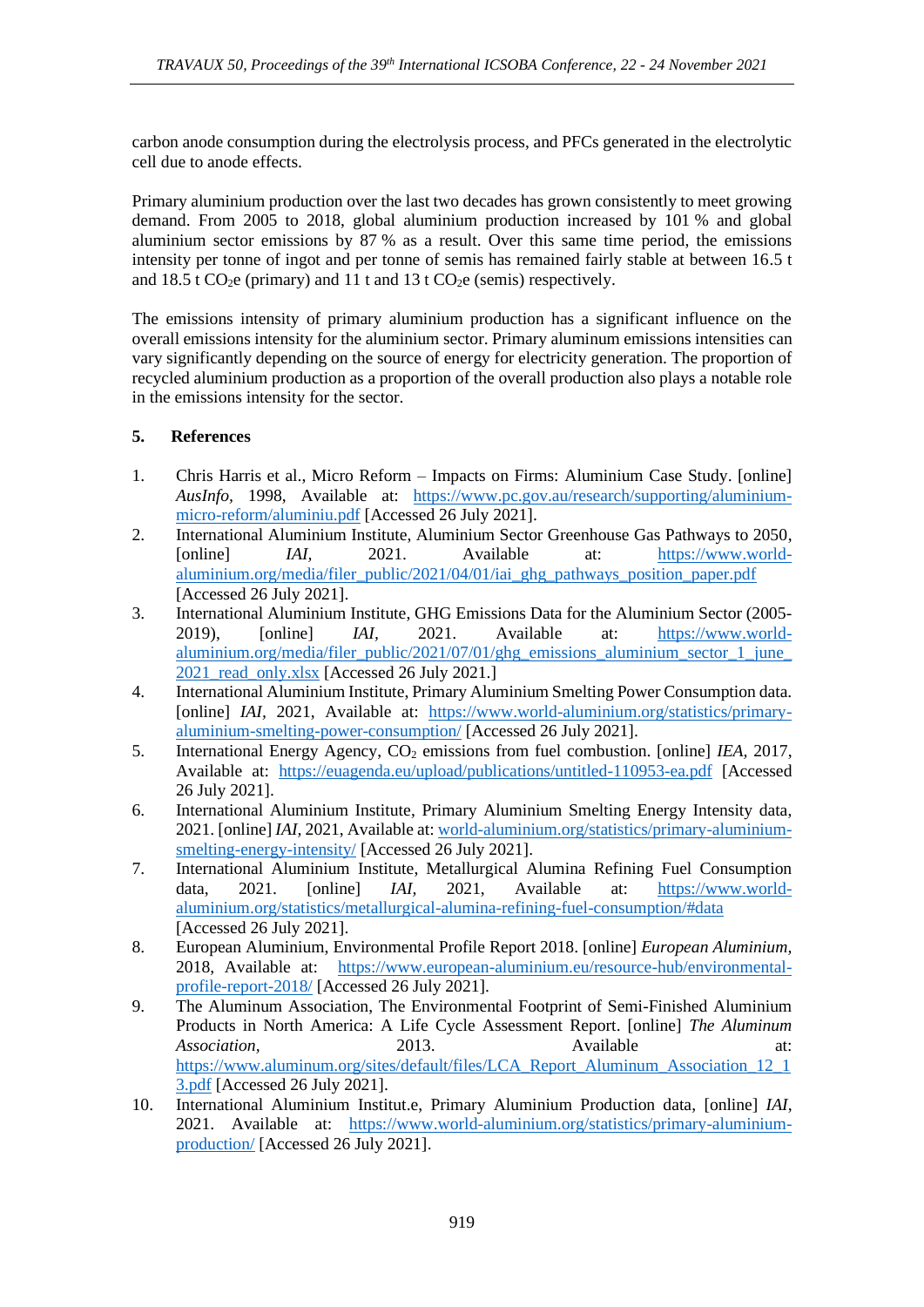carbon anode consumption during the electrolysis process, and PFCs generated in the electrolytic cell due to anode effects.

Primary aluminium production over the last two decades has grown consistently to meet growing demand. From 2005 to 2018, global aluminium production increased by 101 % and global aluminium sector emissions by 87 % as a result. Over this same time period, the emissions intensity per tonne of ingot and per tonne of semis has remained fairly stable at between 16.5 t and 18.5 t $CO_2e$ (primary) and 11 t and 13 t $CO_2e$ (semis) respectively.

The emissions intensity of primary aluminium production has a significant influence on the overall emissions intensity for the aluminium sector. Primary aluminum emissions intensities can vary significantly depending on the source of energy for electricity generation. The proportion of recycled aluminium production as a proportion of the overall production also plays a notable role in the emissions intensity for the sector.

## 5. References

1. Chris Harris et al., Micro Reform – Impacts on Firms: Aluminium Case Study. [online] *AusInfo*, 1998, Available at: https://www.pc.gov.au/research/supporting/aluminium-micro-reform/aluminiu.pdf [Accessed 26 July 2021].
2. International Aluminium Institute, Aluminium Sector Greenhouse Gas Pathways to 2050, [online] *IAI*, 2021. Available at: https://www.world-aluminium.org/media/filer_public/2021/04/01/iai_ghg_pathways_position_paper.pdf [Accessed 26 July 2021].
3. International Aluminium Institute, GHG Emissions Data for the Aluminium Sector (2005-2019), [online] *IAI*, 2021. Available at: https://www.world-aluminium.org/media/filer_public/2021/07/01/ghg_emissions_aluminium_sector_1_june_2021_read_only.xlsx [Accessed 26 July 2021.]
4. International Aluminium Institute, Primary Aluminium Smelting Power Consumption data. [online] *IAI*, 2021, Available at: https://www.world-aluminium.org/statistics/primary-aluminium-smelting-power-consumption/ [Accessed 26 July 2021].
5. International Energy Agency, $CO_2$ emissions from fuel combustion. [online] *IEA*, 2017, Available at: https://euagenda.eu/upload/publications/untitled-110953-ea.pdf [Accessed 26 July 2021].
6. International Aluminium Institute, Primary Aluminium Smelting Energy Intensity data, 2021. [online] *IAI*, 2021, Available at: world-aluminium.org/statistics/primary-aluminium-smelting-energy-intensity/ [Accessed 26 July 2021].
7. International Aluminium Institute, Metallurgical Alumina Refining Fuel Consumption data, 2021. [online] *IAI*, 2021, Available at: https://www.world-aluminium.org/statistics/metallurgical-alumina-refining-fuel-consumption/#data [Accessed 26 July 2021].
8. European Aluminium, Environmental Profile Report 2018. [online] *European Aluminium*, 2018, Available at: https://www.european-aluminium.eu/resource-hub/environmental-profile-report-2018/ [Accessed 26 July 2021].
9. The Aluminum Association, The Environmental Footprint of Semi-Finished Aluminium Products in North America: A Life Cycle Assessment Report. [online] *The Aluminum Association*, 2013. Available at: https://www.aluminum.org/sites/default/files/LCA_Report_Aluminum_Association_12_13.pdf [Accessed 26 July 2021].
10. International Aluminium Institut.e, Primary Aluminium Production data, [online] *IAI*, 2021. Available at: https://www.world-aluminium.org/statistics/primary-aluminium-production/ [Accessed 26 July 2021].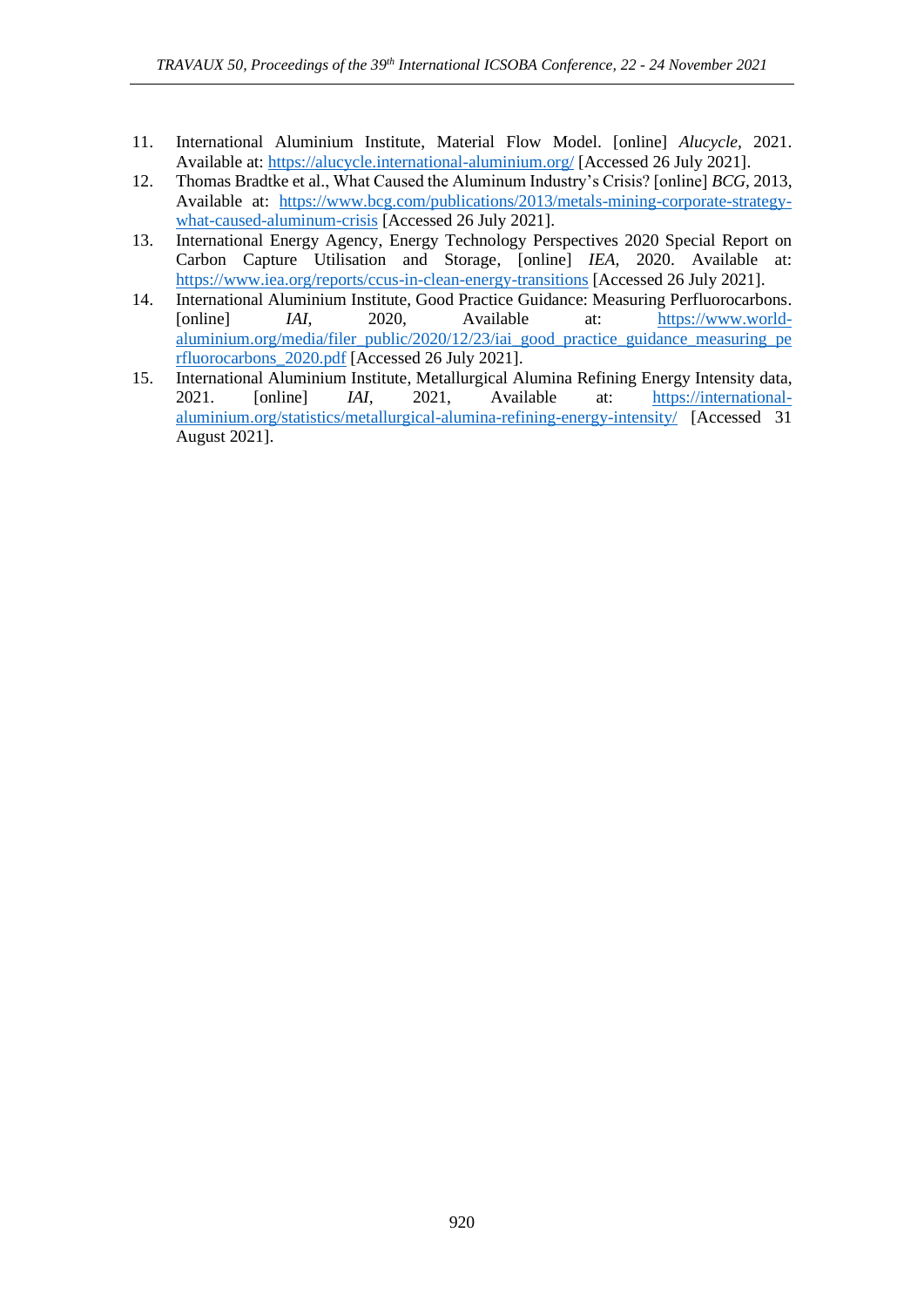11. International Aluminium Institute, Material Flow Model. [online] *Alucycle*, 2021. Available at: https://alucycle.international-aluminium.org/ [Accessed 26 July 2021].
12. Thomas Bradtke et al., What Caused the Aluminum Industry's Crisis? [online] *BCG*, 2013, Available at: https://www.bcg.com/publications/2013/metals-mining-corporate-strategy-what-caused-aluminum-crisis [Accessed 26 July 2021].
13. International Energy Agency, Energy Technology Perspectives 2020 Special Report on Carbon Capture Utilisation and Storage, [online] *IEA*, 2020. Available at: https://www.iea.org/reports/ccus-in-clean-energy-transitions [Accessed 26 July 2021].
14. International Aluminium Institute, Good Practice Guidance: Measuring Perfluorocarbons. [online] *IAI*, 2020, Available at: https://www.world-aluminium.org/media/filer_public/2020/12/23/iai_good_practice_guidance_measuring_perfluorocarbons_2020.pdf [Accessed 26 July 2021].
15. International Aluminium Institute, Metallurgical Alumina Refining Energy Intensity data, 2021. [online] *IAI*, 2021, Available at: https://international-aluminium.org/statistics/metallurgical-alumina-refining-energy-intensity/ [Accessed 31 August 2021].